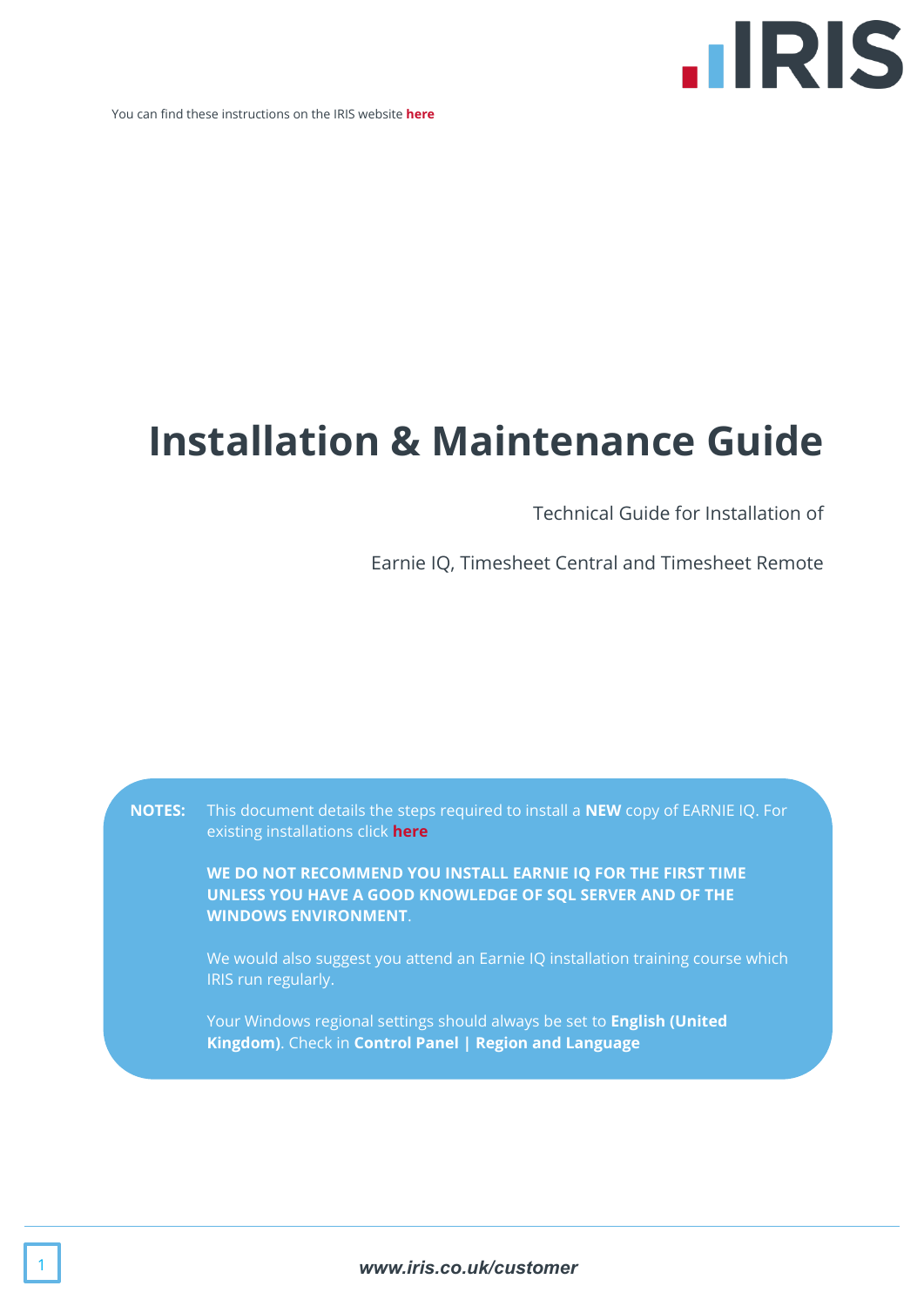You can find these instructions on the IRIS website **here**

# Installation & Maintenance Guide

Technical Guide for Installation of

Earnie IQ, Timesheet Central and Timesheet Remote

**NOTES:** This document details the steps required to install a **NEW** copy of EARNIE IQ. For existing installations click **here**

**WE DO NOT RECOMMEND YOU INSTALL EARNIE IQ FOR THE FIRST TIME UNLESS YOU HAVE A GOOD KNOWLEDGE OF SQL SERVER AND OF THE WINDOWS ENVIRONMENT**.

We would also suggest you attend an Earnie IQ installation training course which IRIS run regularly.

Your Windows regional settings should always be set to **English (United Kingdom)**. Check in **Control Panel | Region and Language**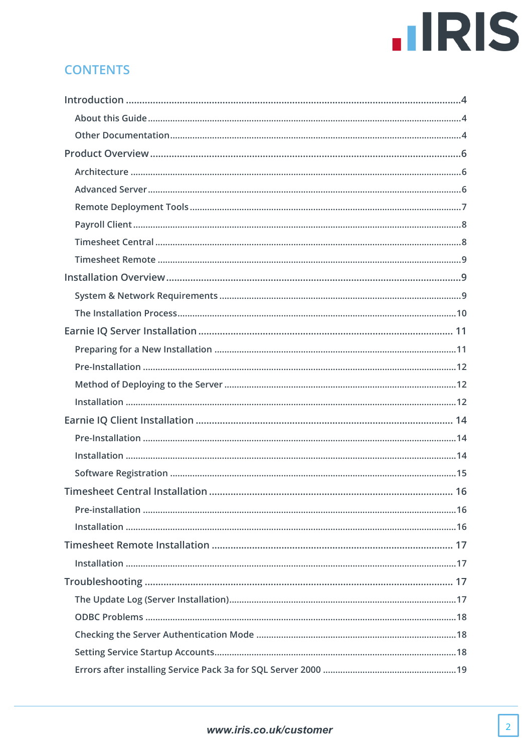# CONTENTS

- Introduction ....4
  - About this Guide ....4
  - Other Documentation ....4
- Product Overview ....6
  - Architecture ....6
  - Advanced Server ....6
  - Remote Deployment Tools ....7
  - Payroll Client ....8
  - Timesheet Central ....8
  - Timesheet Remote ....9
- Installation Overview ....9
  - System & Network Requirements ....9
  - The Installation Process ....10
- Earnie IQ Server Installation ....11
  - Preparing for a New Installation ....11
  - Pre-Installation ....12
  - Method of Deploying to the Server ....12
  - Installation ....12
- Earnie IQ Client Installation ....14
  - Pre-Installation ....14
  - Installation ....14
  - Software Registration ....15
- Timesheet Central Installation ....16
  - Pre-installation ....16
  - Installation ....16
- Timesheet Remote Installation ....17
  - Installation ....17
- Troubleshooting ....17
  - The Update Log (Server Installation) ....17
  - ODBC Problems ....18
  - Checking the Server Authentication Mode ....18
  - Setting Service Startup Accounts ....18
  - Errors after installing Service Pack 3a for SQL Server 2000 ....19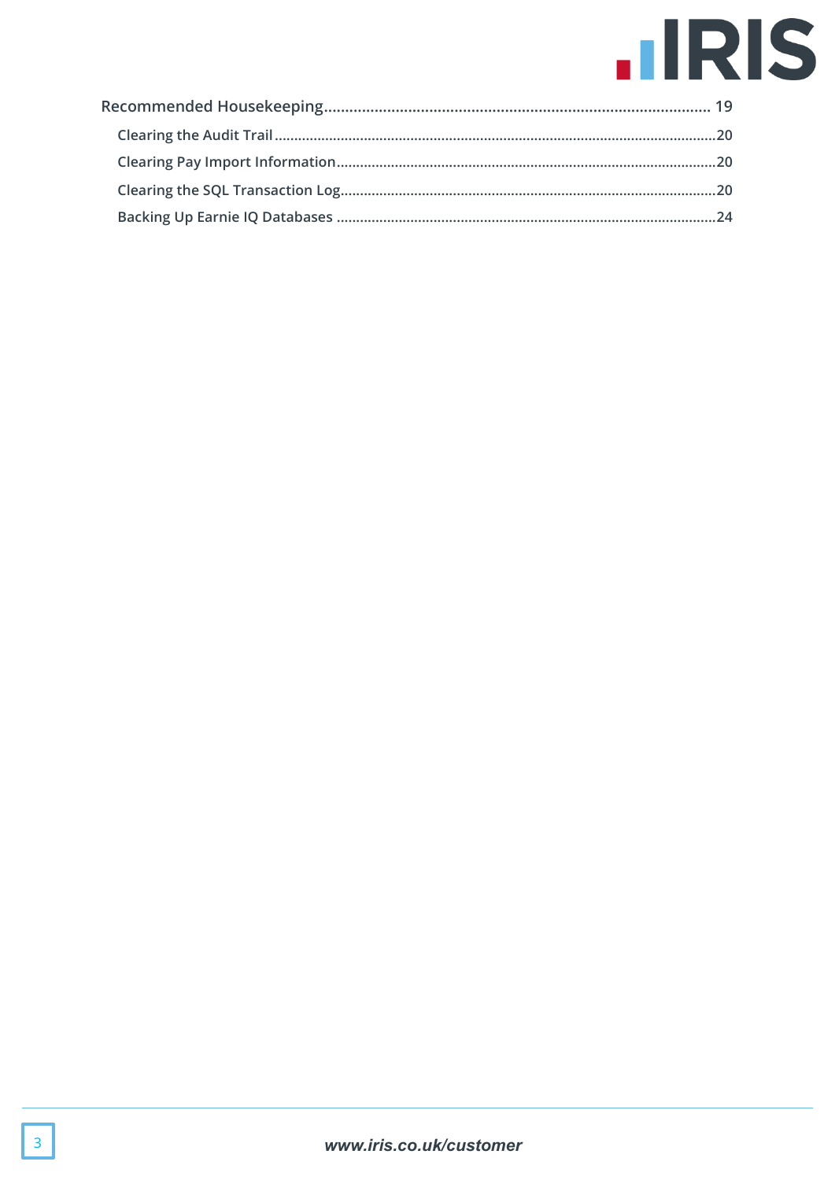Recommended Housekeeping........................................................................................ 19

- Clearing the Audit Trail........................................................................................20
- Clearing Pay Import Information........................................................................20
- Clearing the SQL Transaction Log......................................................................20
- Backing Up Earnie IQ Databases ........................................................................24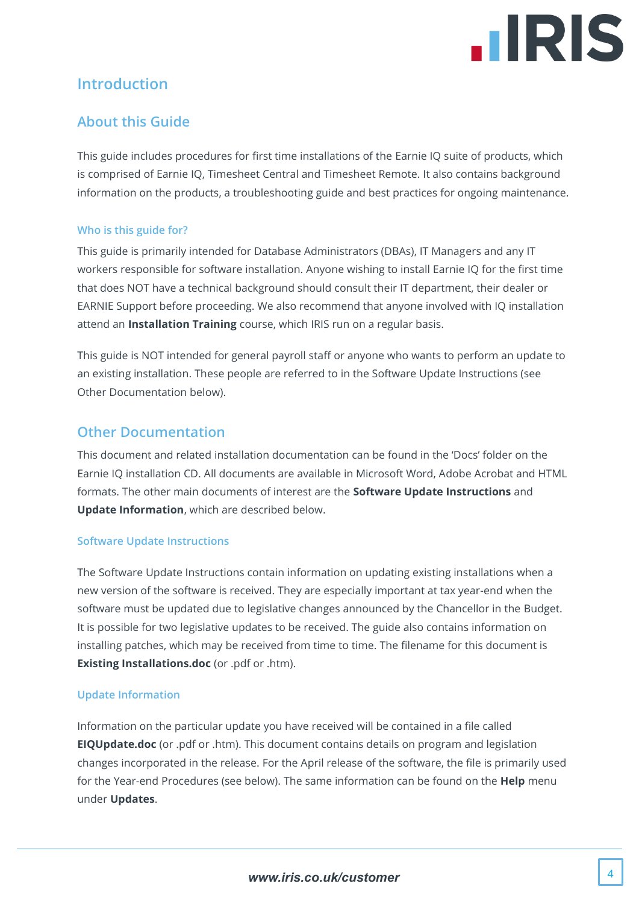# Introduction

## About this Guide

This guide includes procedures for first time installations of the Earnie IQ suite of products, which is comprised of Earnie IQ, Timesheet Central and Timesheet Remote. It also contains background information on the products, a troubleshooting guide and best practices for ongoing maintenance.

### Who is this guide for?

This guide is primarily intended for Database Administrators (DBAs), IT Managers and any IT workers responsible for software installation. Anyone wishing to install Earnie IQ for the first time that does NOT have a technical background should consult their IT department, their dealer or EARNIE Support before proceeding. We also recommend that anyone involved with IQ installation attend an **Installation Training** course, which IRIS run on a regular basis.

This guide is NOT intended for general payroll staff or anyone who wants to perform an update to an existing installation. These people are referred to in the Software Update Instructions (see Other Documentation below).

## Other Documentation

This document and related installation documentation can be found in the 'Docs' folder on the Earnie IQ installation CD. All documents are available in Microsoft Word, Adobe Acrobat and HTML formats. The other main documents of interest are the **Software Update Instructions** and **Update Information**, which are described below.

### Software Update Instructions

The Software Update Instructions contain information on updating existing installations when a new version of the software is received. They are especially important at tax year-end when the software must be updated due to legislative changes announced by the Chancellor in the Budget. It is possible for two legislative updates to be received. The guide also contains information on installing patches, which may be received from time to time. The filename for this document is **Existing Installations.doc** (or .pdf or .htm).

### Update Information

Information on the particular update you have received will be contained in a file called **EIQUpdate.doc** (or .pdf or .htm). This document contains details on program and legislation changes incorporated in the release. For the April release of the software, the file is primarily used for the Year-end Procedures (see below). The same information can be found on the **Help** menu under **Updates**.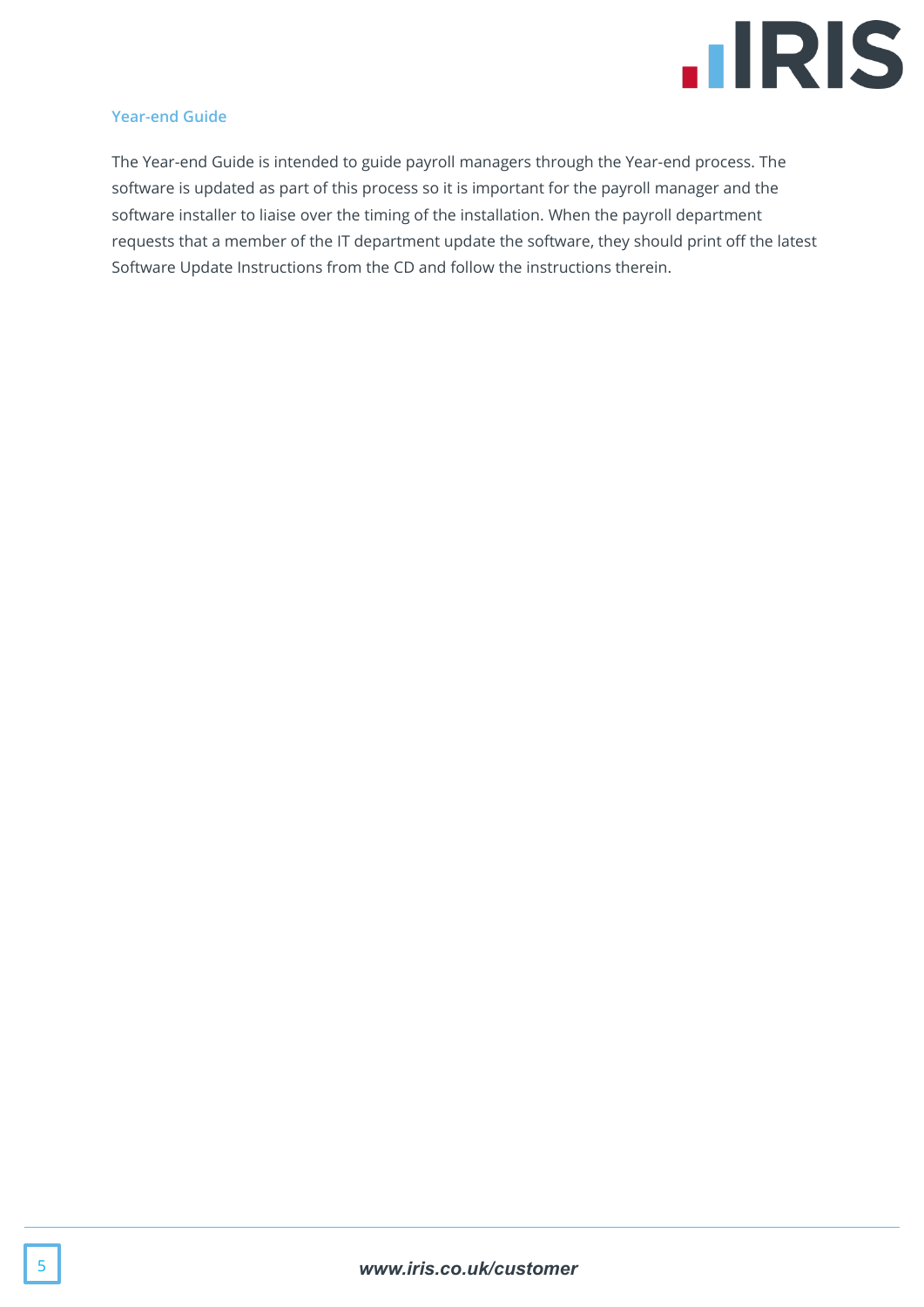### Year-end Guide

The Year-end Guide is intended to guide payroll managers through the Year-end process. The software is updated as part of this process so it is important for the payroll manager and the software installer to liaise over the timing of the installation. When the payroll department requests that a member of the IT department update the software, they should print off the latest Software Update Instructions from the CD and follow the instructions therein.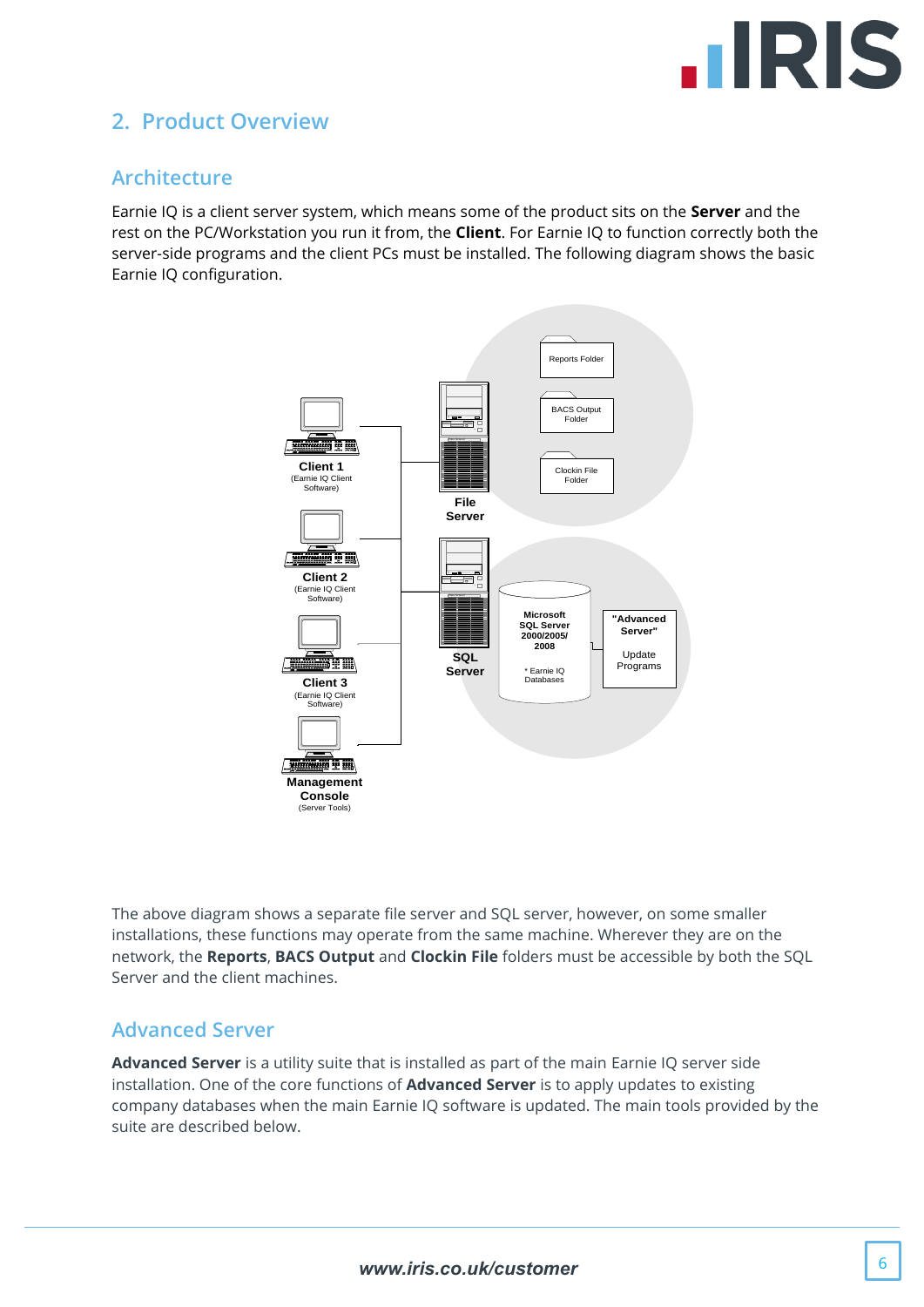## 2. Product Overview

### Architecture

Earnie IQ is a client server system, which means some of the product sits on the **Server** and the rest on the PC/Workstation you run it from, the **Client**. For Earnie IQ to function correctly both the server-side programs and the client PCs must be installed. The following diagram shows the basic Earnie IQ configuration.

Client 1 (Earnie IQ Client Software)
Client 2 (Earnie IQ Client Software)
Client 3 (Earnie IQ Client Software)
Management Console (Server Tools)
File Server
SQL Server
Reports Folder
BACS Output Folder
Clockin File Folder
Microsoft SQL Server 2000/2005/ 2008
* Earnie IQ Databases
"Advanced Server"
Update Programs

The above diagram shows a separate file server and SQL server, however, on some smaller installations, these functions may operate from the same machine. Wherever they are on the network, the **Reports**, **BACS Output** and **Clockin File** folders must be accessible by both the SQL Server and the client machines.

### Advanced Server

**Advanced Server** is a utility suite that is installed as part of the main Earnie IQ server side installation. One of the core functions of **Advanced Server** is to apply updates to existing company databases when the main Earnie IQ software is updated. The main tools provided by the suite are described below.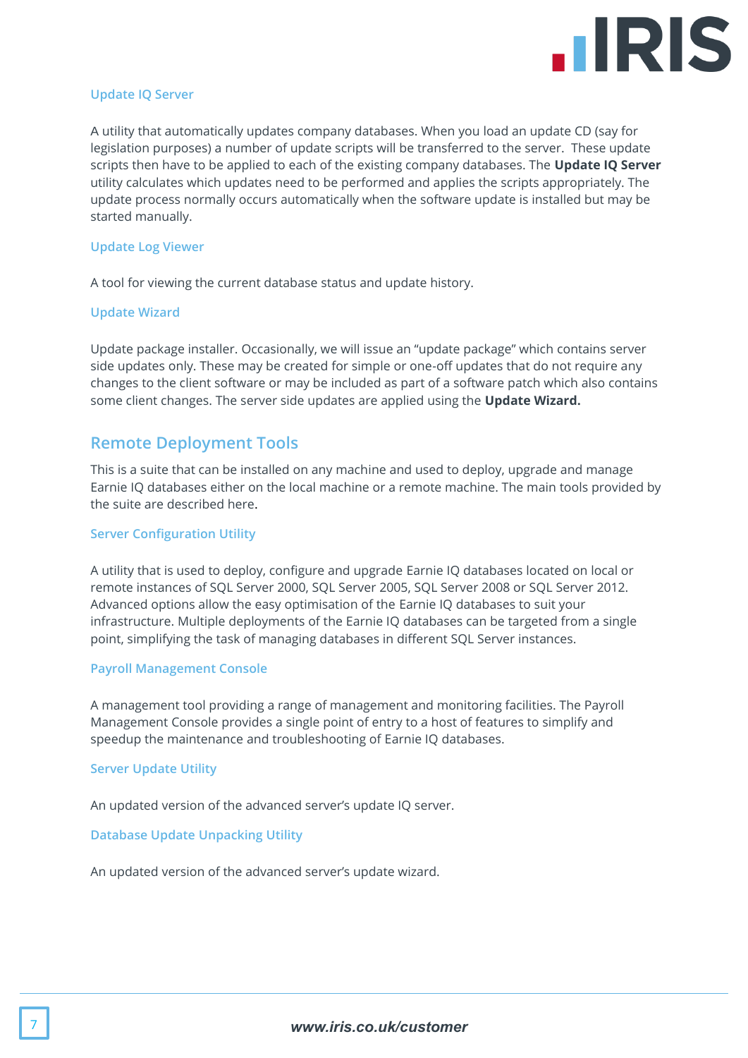### Update IQ Server

A utility that automatically updates company databases. When you load an update CD (say for legislation purposes) a number of update scripts will be transferred to the server. These update scripts then have to be applied to each of the existing company databases. The **Update IQ Server** utility calculates which updates need to be performed and applies the scripts appropriately. The update process normally occurs automatically when the software update is installed but may be started manually.

### Update Log Viewer

A tool for viewing the current database status and update history.

### Update Wizard

Update package installer. Occasionally, we will issue an "update package" which contains server side updates only. These may be created for simple or one-off updates that do not require any changes to the client software or may be included as part of a software patch which also contains some client changes. The server side updates are applied using the **Update Wizard.**

## Remote Deployment Tools

This is a suite that can be installed on any machine and used to deploy, upgrade and manage Earnie IQ databases either on the local machine or a remote machine. The main tools provided by the suite are described here.

### Server Configuration Utility

A utility that is used to deploy, configure and upgrade Earnie IQ databases located on local or remote instances of SQL Server 2000, SQL Server 2005, SQL Server 2008 or SQL Server 2012. Advanced options allow the easy optimisation of the Earnie IQ databases to suit your infrastructure. Multiple deployments of the Earnie IQ databases can be targeted from a single point, simplifying the task of managing databases in different SQL Server instances.

### Payroll Management Console

A management tool providing a range of management and monitoring facilities. The Payroll Management Console provides a single point of entry to a host of features to simplify and speedup the maintenance and troubleshooting of Earnie IQ databases.

### Server Update Utility

An updated version of the advanced server's update IQ server.

### Database Update Unpacking Utility

An updated version of the advanced server's update wizard.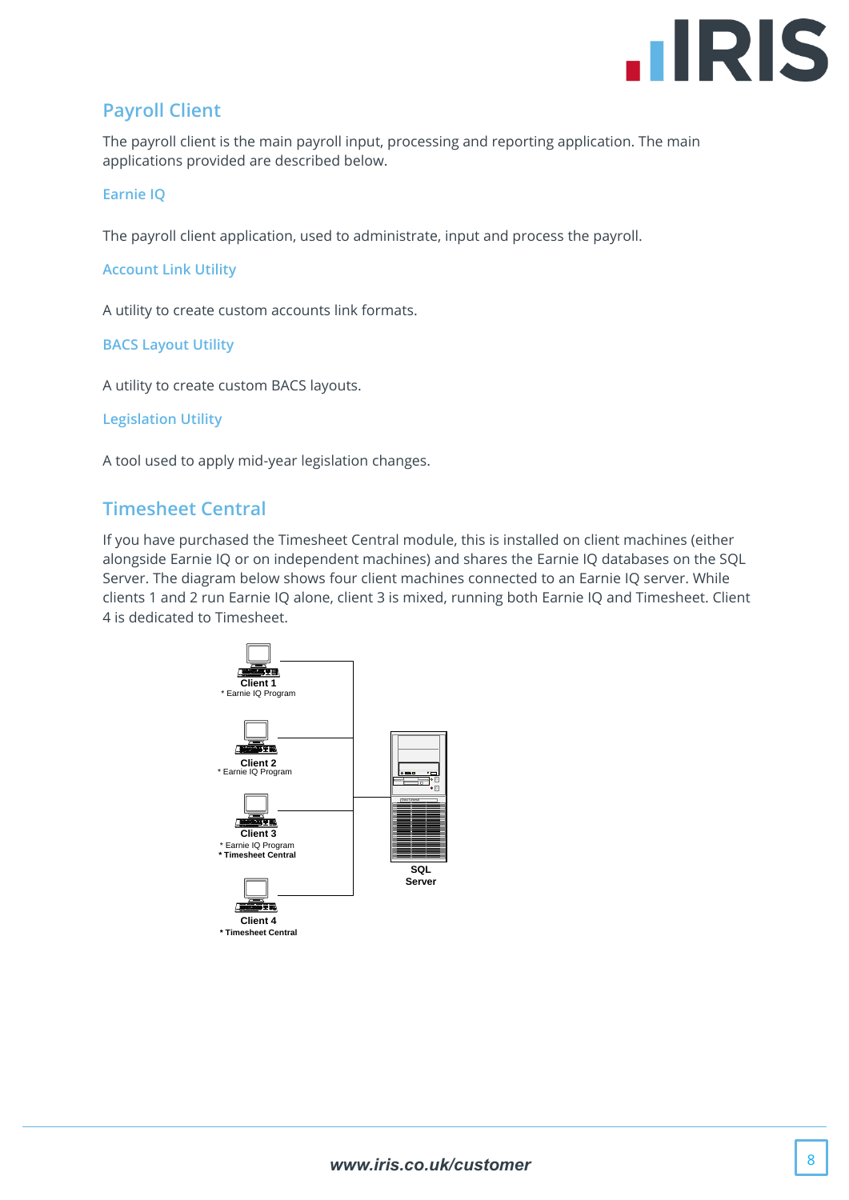## Payroll Client

The payroll client is the main payroll input, processing and reporting application. The main applications provided are described below.

### Earnie IQ

The payroll client application, used to administrate, input and process the payroll.

### Account Link Utility

A utility to create custom accounts link formats.

### BACS Layout Utility

A utility to create custom BACS layouts.

### Legislation Utility

A tool used to apply mid-year legislation changes.

## Timesheet Central

If you have purchased the Timesheet Central module, this is installed on client machines (either alongside Earnie IQ or on independent machines) and shares the Earnie IQ databases on the SQL Server. The diagram below shows four client machines connected to an Earnie IQ server. While clients 1 and 2 run Earnie IQ alone, client 3 is mixed, running both Earnie IQ and Timesheet. Client 4 is dedicated to Timesheet.

**Client 1**
* Earnie IQ Program

**Client 2**
* Earnie IQ Program

**Client 3**
* Earnie IQ Program
* **Timesheet Central**

**Client 4**
* **Timesheet Central**

**SQL Server**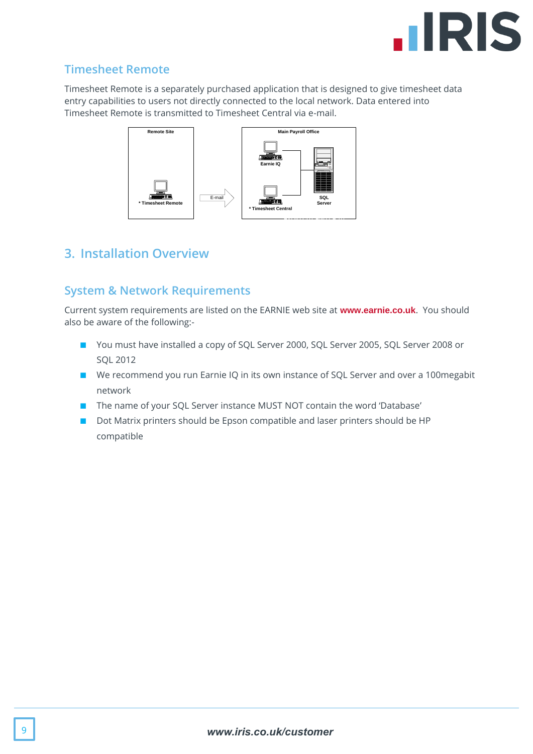## Timesheet Remote

Timesheet Remote is a separately purchased application that is designed to give timesheet data entry capabilities to users not directly connected to the local network. Data entered into Timesheet Remote is transmitted to Timesheet Central via e-mail.

Remote Site

* Timesheet Remote

E-mail

Main Payroll Office

Earnie IQ

SQL Server

* Timesheet Central

# 3. Installation Overview

## System & Network Requirements

Current system requirements are listed on the EARNIE web site at **www.earnie.co.uk**. You should also be aware of the following:-

- You must have installed a copy of SQL Server 2000, SQL Server 2005, SQL Server 2008 or SQL 2012
- We recommend you run Earnie IQ in its own instance of SQL Server and over a 100megabit network
- The name of your SQL Server instance MUST NOT contain the word 'Database'
- Dot Matrix printers should be Epson compatible and laser printers should be HP compatible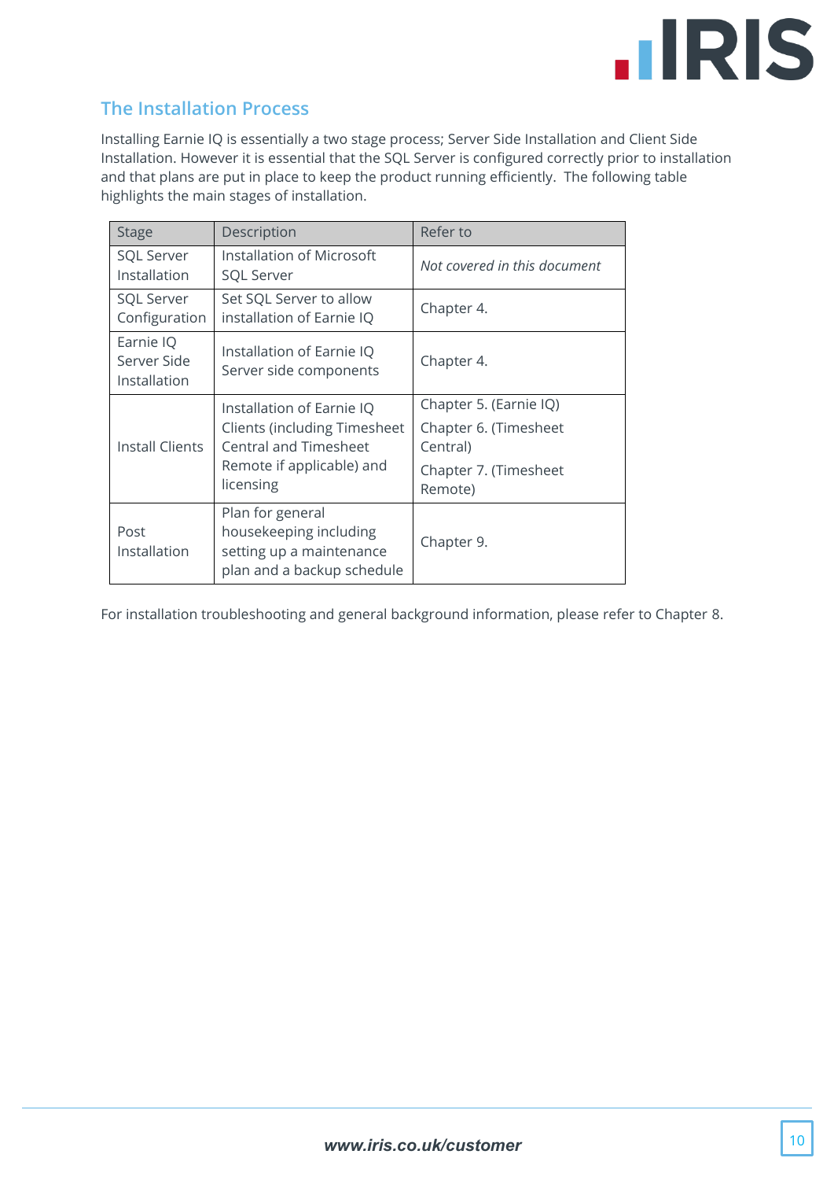## The Installation Process

Installing Earnie IQ is essentially a two stage process; Server Side Installation and Client Side Installation. However it is essential that the SQL Server is configured correctly prior to installation and that plans are put in place to keep the product running efficiently. The following table highlights the main stages of installation.

| Stage | Description | Refer to |
|---|---|---|
| SQL Server Installation | Installation of Microsoft SQL Server | *Not covered in this document* |
| SQL Server Configuration | Set SQL Server to allow installation of Earnie IQ | Chapter 4. |
| Earnie IQ Server Side Installation | Installation of Earnie IQ Server side components | Chapter 4. |
| Install Clients | Installation of Earnie IQ Clients (including Timesheet Central and Timesheet Remote if applicable) and licensing | Chapter 5. (Earnie IQ)<br>Chapter 6. (Timesheet Central)<br>Chapter 7. (Timesheet Remote) |
| Post Installation | Plan for general housekeeping including setting up a maintenance plan and a backup schedule | Chapter 9. |

For installation troubleshooting and general background information, please refer to Chapter 8.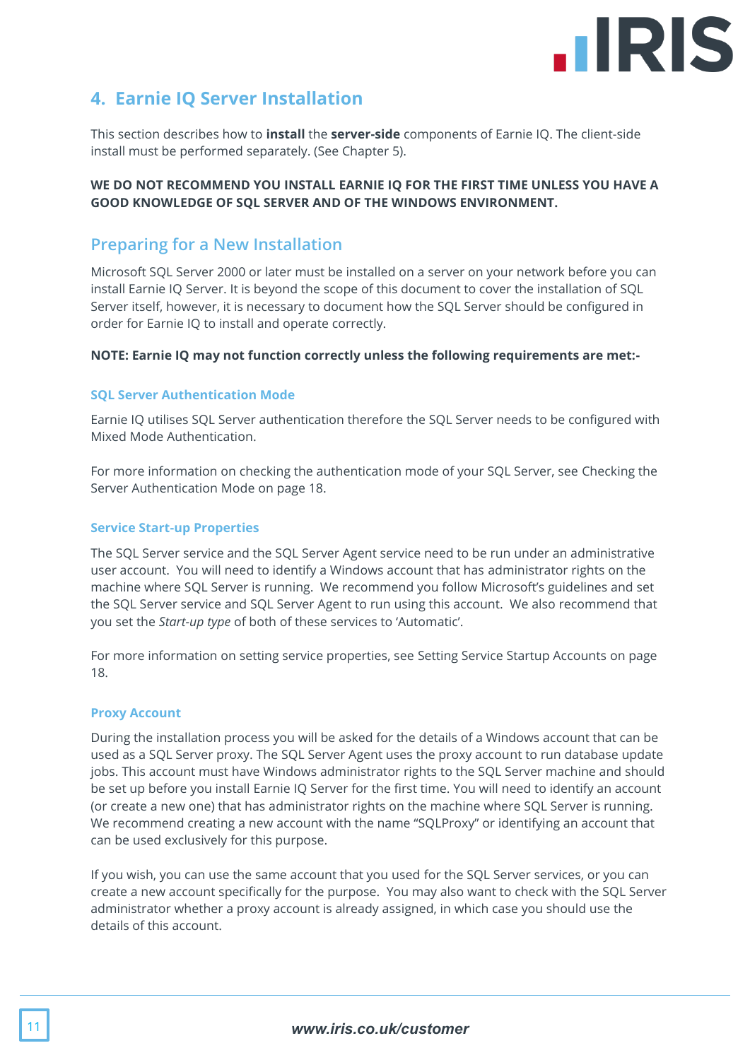# 4. Earnie IQ Server Installation

This section describes how to **install** the **server-side** components of Earnie IQ. The client-side install must be performed separately. (See Chapter 5).

**WE DO NOT RECOMMEND YOU INSTALL EARNIE IQ FOR THE FIRST TIME UNLESS YOU HAVE A GOOD KNOWLEDGE OF SQL SERVER AND OF THE WINDOWS ENVIRONMENT.**

## Preparing for a New Installation

Microsoft SQL Server 2000 or later must be installed on a server on your network before you can install Earnie IQ Server. It is beyond the scope of this document to cover the installation of SQL Server itself, however, it is necessary to document how the SQL Server should be configured in order for Earnie IQ to install and operate correctly.

**NOTE: Earnie IQ may not function correctly unless the following requirements are met:-**

### SQL Server Authentication Mode

Earnie IQ utilises SQL Server authentication therefore the SQL Server needs to be configured with Mixed Mode Authentication.

For more information on checking the authentication mode of your SQL Server, see Checking the Server Authentication Mode on page 18.

### Service Start-up Properties

The SQL Server service and the SQL Server Agent service need to be run under an administrative user account. You will need to identify a Windows account that has administrator rights on the machine where SQL Server is running. We recommend you follow Microsoft's guidelines and set the SQL Server service and SQL Server Agent to run using this account. We also recommend that you set the *Start-up type* of both of these services to 'Automatic'.

For more information on setting service properties, see Setting Service Startup Accounts on page 18.

### Proxy Account

During the installation process you will be asked for the details of a Windows account that can be used as a SQL Server proxy. The SQL Server Agent uses the proxy account to run database update jobs. This account must have Windows administrator rights to the SQL Server machine and should be set up before you install Earnie IQ Server for the first time. You will need to identify an account (or create a new one) that has administrator rights on the machine where SQL Server is running. We recommend creating a new account with the name "SQLProxy" or identifying an account that can be used exclusively for this purpose.

If you wish, you can use the same account that you used for the SQL Server services, or you can create a new account specifically for the purpose. You may also want to check with the SQL Server administrator whether a proxy account is already assigned, in which case you should use the details of this account.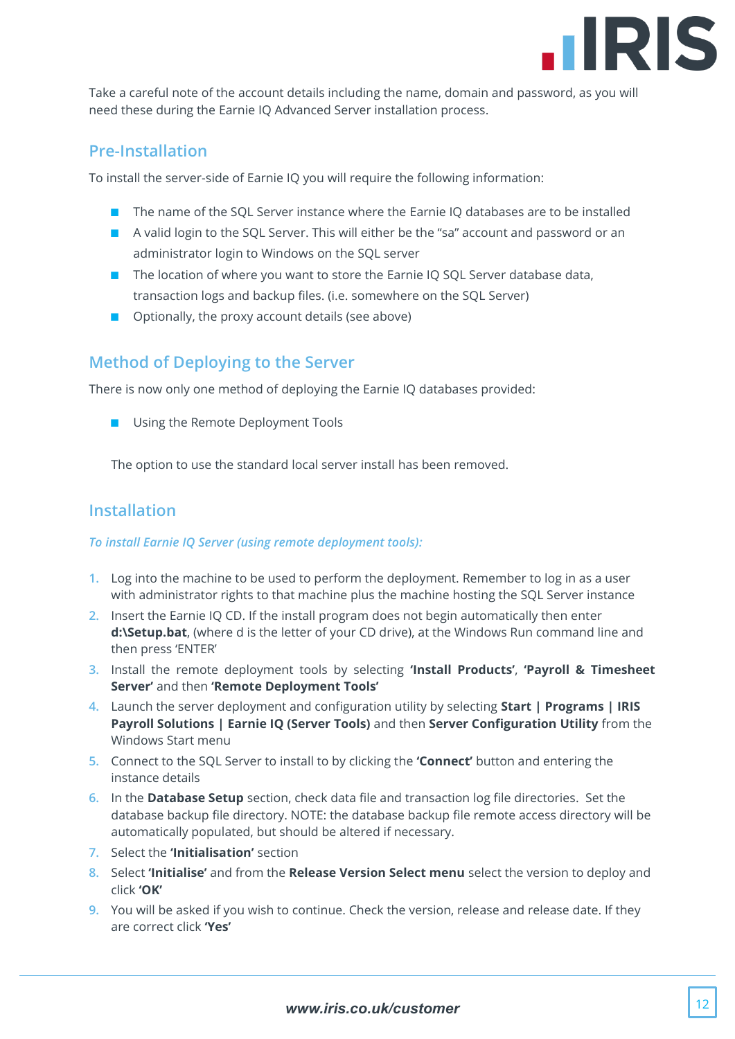Take a careful note of the account details including the name, domain and password, as you will need these during the Earnie IQ Advanced Server installation process.

## Pre-Installation

To install the server-side of Earnie IQ you will require the following information:

- The name of the SQL Server instance where the Earnie IQ databases are to be installed
- A valid login to the SQL Server. This will either be the "sa" account and password or an administrator login to Windows on the SQL server
- The location of where you want to store the Earnie IQ SQL Server database data, transaction logs and backup files. (i.e. somewhere on the SQL Server)
- Optionally, the proxy account details (see above)

## Method of Deploying to the Server

There is now only one method of deploying the Earnie IQ databases provided:

- Using the Remote Deployment Tools

The option to use the standard local server install has been removed.

## Installation

*To install Earnie IQ Server (using remote deployment tools):*

1. Log into the machine to be used to perform the deployment. Remember to log in as a user with administrator rights to that machine plus the machine hosting the SQL Server instance
2. Insert the Earnie IQ CD. If the install program does not begin automatically then enter **d:\Setup.bat**, (where d is the letter of your CD drive), at the Windows Run command line and then press 'ENTER'
3. Install the remote deployment tools by selecting **'Install Products'**, **'Payroll & Timesheet Server'** and then **'Remote Deployment Tools'**
4. Launch the server deployment and configuration utility by selecting **Start | Programs | IRIS Payroll Solutions | Earnie IQ (Server Tools)** and then **Server Configuration Utility** from the Windows Start menu
5. Connect to the SQL Server to install to by clicking the **'Connect'** button and entering the instance details
6. In the **Database Setup** section, check data file and transaction log file directories. Set the database backup file directory. NOTE: the database backup file remote access directory will be automatically populated, but should be altered if necessary.
7. Select the **'Initialisation'** section
8. Select **'Initialise'** and from the **Release Version Select menu** select the version to deploy and click **'OK'**
9. You will be asked if you wish to continue. Check the version, release and release date. If they are correct click **'Yes'**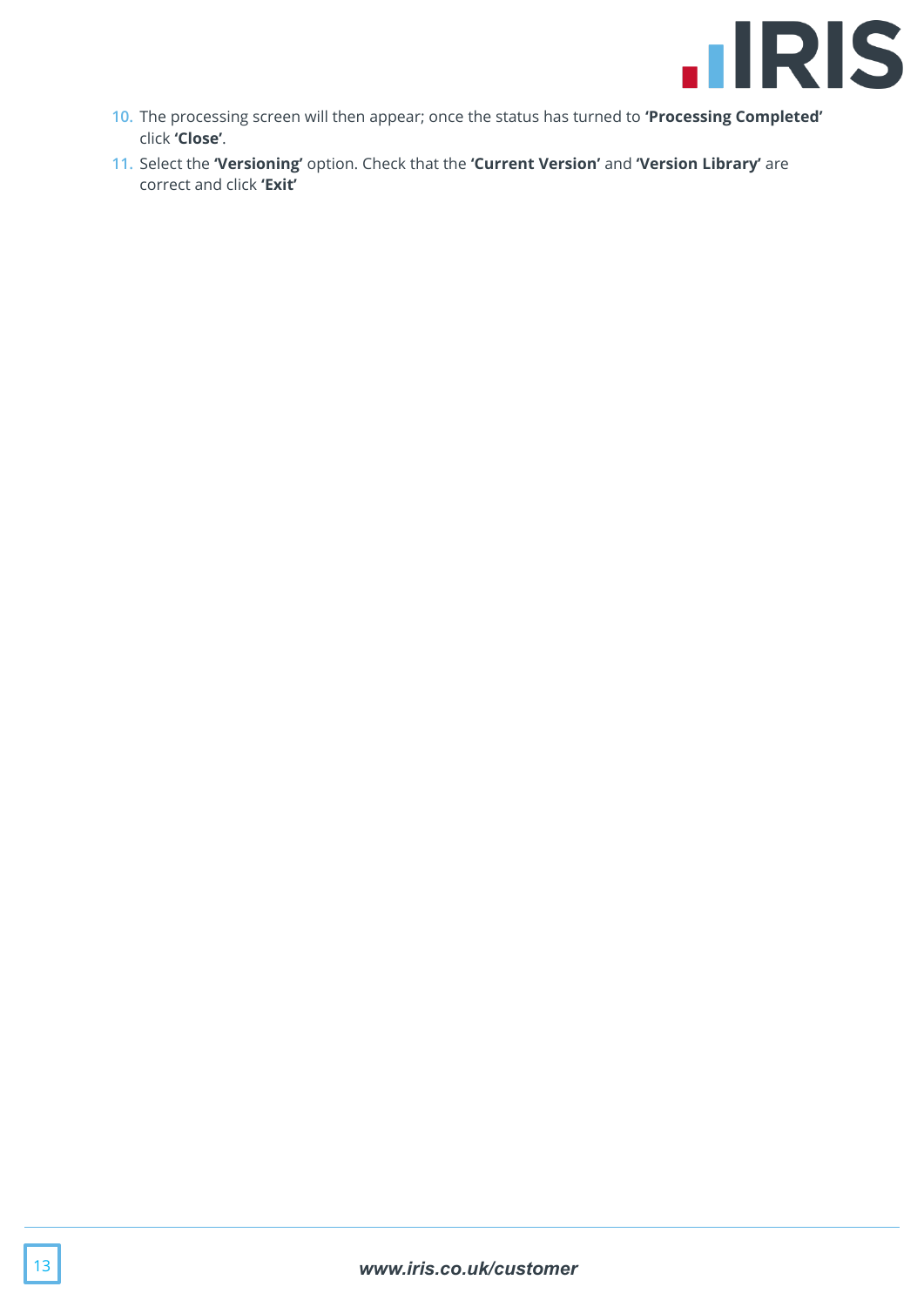10. The processing screen will then appear; once the status has turned to **'Processing Completed'** click **'Close'**.
11. Select the **'Versioning'** option. Check that the **'Current Version'** and **'Version Library'** are correct and click **'Exit'**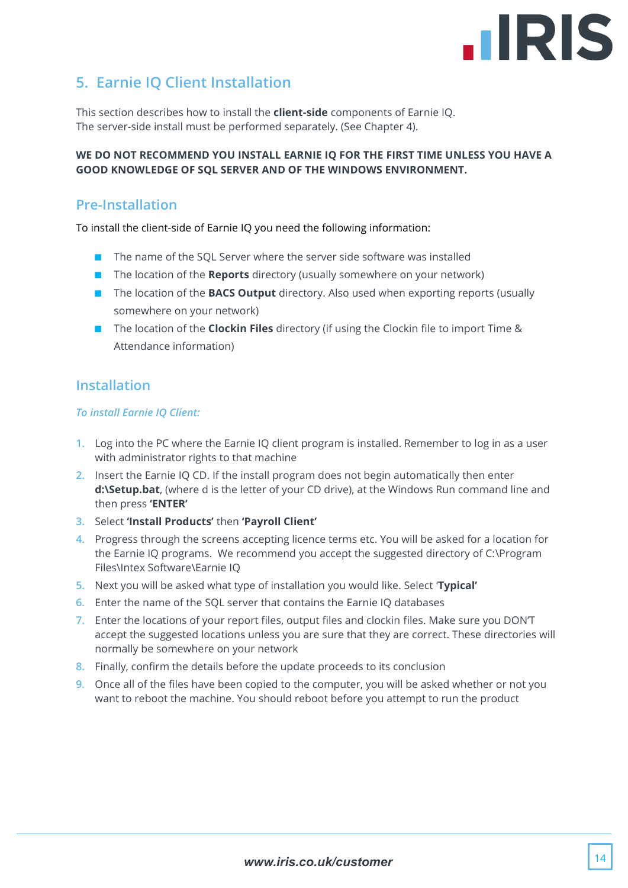## 5. Earnie IQ Client Installation

This section describes how to install the **client-side** components of Earnie IQ.
The server-side install must be performed separately. (See Chapter 4).

**WE DO NOT RECOMMEND YOU INSTALL EARNIE IQ FOR THE FIRST TIME UNLESS YOU HAVE A GOOD KNOWLEDGE OF SQL SERVER AND OF THE WINDOWS ENVIRONMENT.**

### Pre-Installation

To install the client-side of Earnie IQ you need the following information:

- The name of the SQL Server where the server side software was installed
- The location of the **Reports** directory (usually somewhere on your network)
- The location of the **BACS Output** directory. Also used when exporting reports (usually somewhere on your network)
- The location of the **Clockin Files** directory (if using the Clockin file to import Time & Attendance information)

### Installation

*To install Earnie IQ Client:*

1. Log into the PC where the Earnie IQ client program is installed. Remember to log in as a user with administrator rights to that machine
2. Insert the Earnie IQ CD. If the install program does not begin automatically then enter **d:\Setup.bat**, (where d is the letter of your CD drive), at the Windows Run command line and then press **'ENTER'**
3. Select **'Install Products'** then **'Payroll Client'**
4. Progress through the screens accepting licence terms etc. You will be asked for a location for the Earnie IQ programs. We recommend you accept the suggested directory of C:\Program Files\Intex Software\Earnie IQ
5. Next you will be asked what type of installation you would like. Select **'Typical'**
6. Enter the name of the SQL server that contains the Earnie IQ databases
7. Enter the locations of your report files, output files and clockin files. Make sure you DON'T accept the suggested locations unless you are sure that they are correct. These directories will normally be somewhere on your network
8. Finally, confirm the details before the update proceeds to its conclusion
9. Once all of the files have been copied to the computer, you will be asked whether or not you want to reboot the machine. You should reboot before you attempt to run the product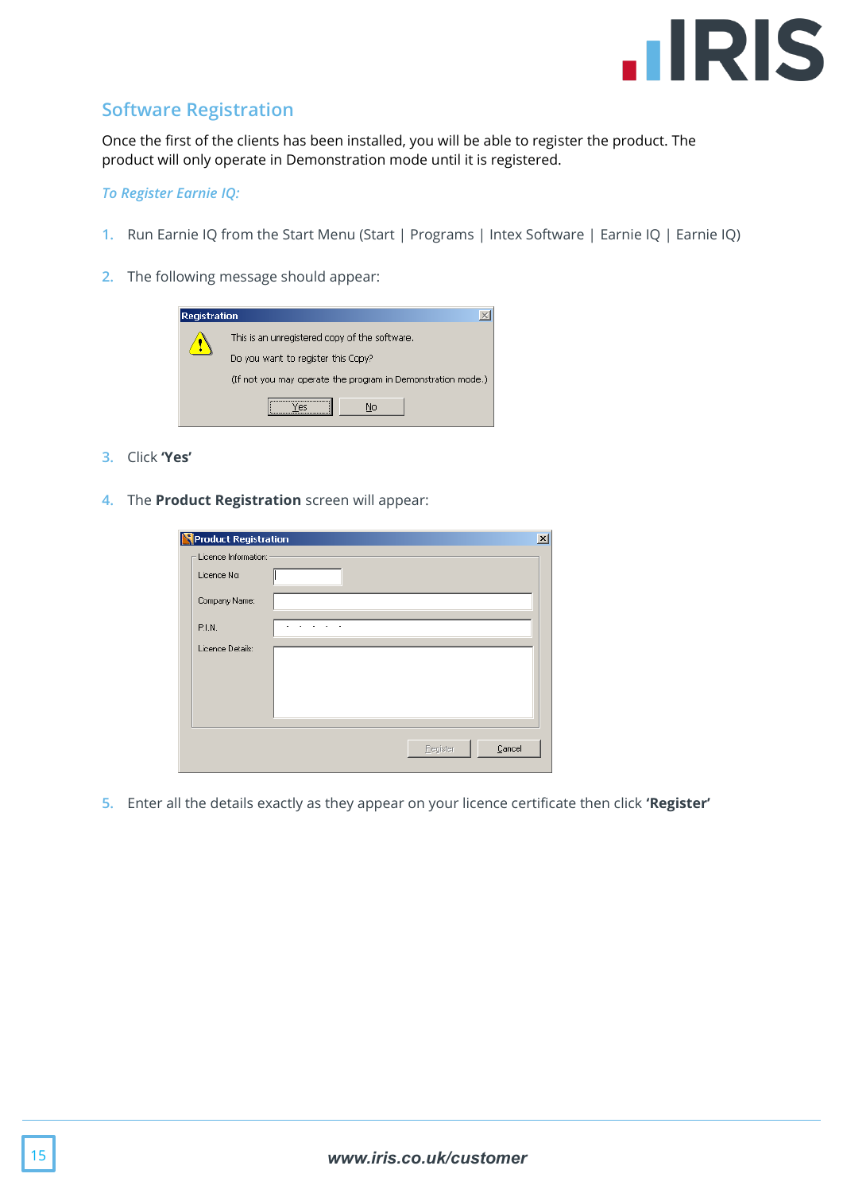## Software Registration

Once the first of the clients has been installed, you will be able to register the product. The product will only operate in Demonstration mode until it is registered.

*To Register Earnie IQ:*

1. Run Earnie IQ from the Start Menu (Start | Programs | Intex Software | Earnie IQ | Earnie IQ)

2. The following message should appear:

3. Click **'Yes'**

4. The **Product Registration** screen will appear:

5. Enter all the details exactly as they appear on your licence certificate then click **'Register'**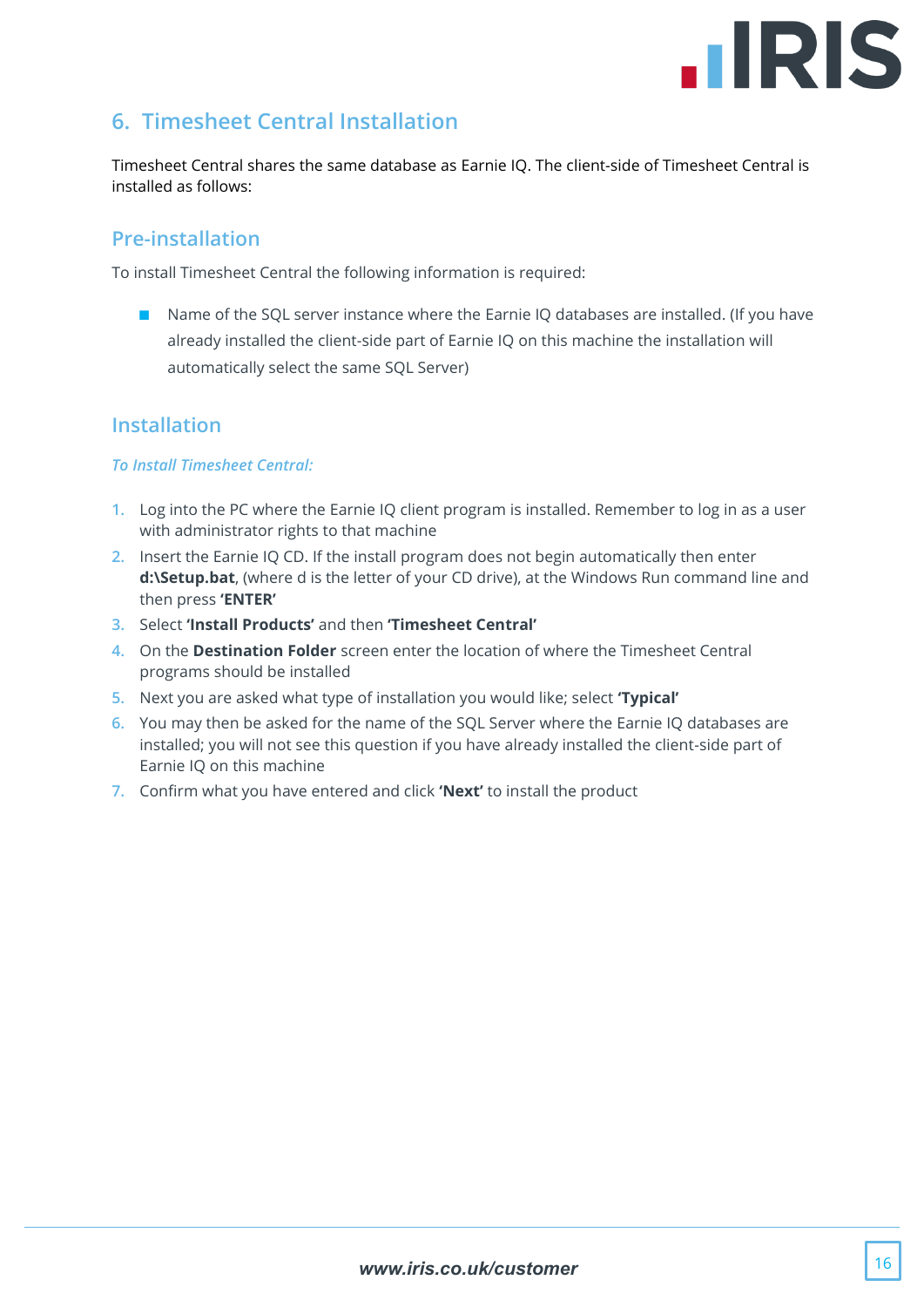## 6. Timesheet Central Installation

Timesheet Central shares the same database as Earnie IQ. The client-side of Timesheet Central is installed as follows:

### Pre-installation

To install Timesheet Central the following information is required:

- Name of the SQL server instance where the Earnie IQ databases are installed. (If you have already installed the client-side part of Earnie IQ on this machine the installation will automatically select the same SQL Server)

### Installation

*To Install Timesheet Central:*

1. Log into the PC where the Earnie IQ client program is installed. Remember to log in as a user with administrator rights to that machine
2. Insert the Earnie IQ CD. If the install program does not begin automatically then enter **d:\Setup.bat**, (where d is the letter of your CD drive), at the Windows Run command line and then press **'ENTER'**
3. Select **'Install Products'** and then **'Timesheet Central'**
4. On the **Destination Folder** screen enter the location of where the Timesheet Central programs should be installed
5. Next you are asked what type of installation you would like; select **'Typical'**
6. You may then be asked for the name of the SQL Server where the Earnie IQ databases are installed; you will not see this question if you have already installed the client-side part of Earnie IQ on this machine
7. Confirm what you have entered and click **'Next'** to install the product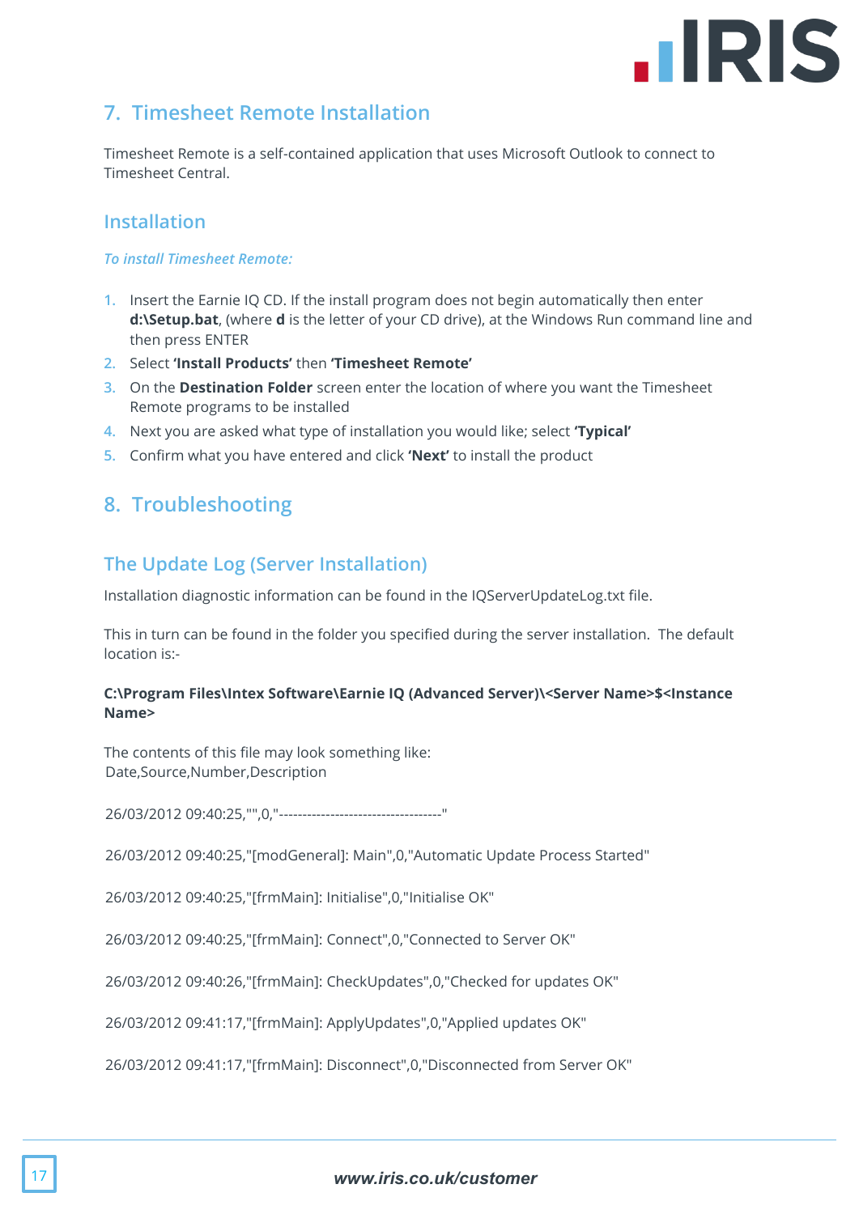## 7. Timesheet Remote Installation

Timesheet Remote is a self-contained application that uses Microsoft Outlook to connect to Timesheet Central.

### Installation

*To install Timesheet Remote:*

1. Insert the Earnie IQ CD. If the install program does not begin automatically then enter **d:\Setup.bat**, (where **d** is the letter of your CD drive), at the Windows Run command line and then press ENTER
2. Select **'Install Products'** then **'Timesheet Remote'**
3. On the **Destination Folder** screen enter the location of where you want the Timesheet Remote programs to be installed
4. Next you are asked what type of installation you would like; select **'Typical'**
5. Confirm what you have entered and click **'Next'** to install the product

## 8. Troubleshooting

### The Update Log (Server Installation)

Installation diagnostic information can be found in the IQServerUpdateLog.txt file.

This in turn can be found in the folder you specified during the server installation. The default location is:-

**C:\Program Files\Intex Software\Earnie IQ (Advanced Server)\<Server Name>$<Instance Name>**

The contents of this file may look something like:
Date,Source,Number,Description

26/03/2012 09:40:25,"",0,"-----------------------------------"

26/03/2012 09:40:25,"[modGeneral]: Main",0,"Automatic Update Process Started"

26/03/2012 09:40:25,"[frmMain]: Initialise",0,"Initialise OK"

26/03/2012 09:40:25,"[frmMain]: Connect",0,"Connected to Server OK"

26/03/2012 09:40:26,"[frmMain]: CheckUpdates",0,"Checked for updates OK"

26/03/2012 09:41:17,"[frmMain]: ApplyUpdates",0,"Applied updates OK"

26/03/2012 09:41:17,"[frmMain]: Disconnect",0,"Disconnected from Server OK"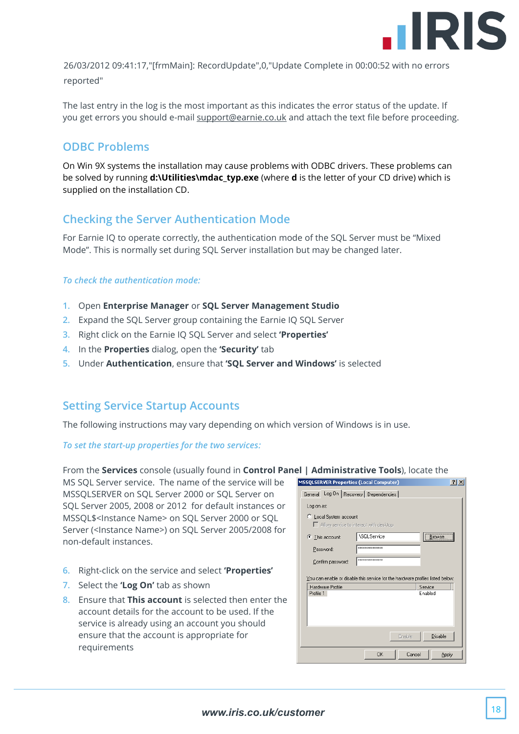26/03/2012 09:41:17,"[frmMain]: RecordUpdate",0,"Update Complete in 00:00:52 with no errors reported"

The last entry in the log is the most important as this indicates the error status of the update. If you get errors you should e-mail support@earnie.co.uk and attach the text file before proceeding.

## ODBC Problems

On Win 9X systems the installation may cause problems with ODBC drivers. These problems can be solved by running **d:\Utilities\mdac_typ.exe** (where **d** is the letter of your CD drive) which is supplied on the installation CD.

## Checking the Server Authentication Mode

For Earnie IQ to operate correctly, the authentication mode of the SQL Server must be "Mixed Mode". This is normally set during SQL Server installation but may be changed later.

*To check the authentication mode:*

1. Open **Enterprise Manager** or **SQL Server Management Studio**
2. Expand the SQL Server group containing the Earnie IQ SQL Server
3. Right click on the Earnie IQ SQL Server and select **'Properties'**
4. In the **Properties** dialog, open the **'Security'** tab
5. Under **Authentication**, ensure that **'SQL Server and Windows'** is selected

## Setting Service Startup Accounts

The following instructions may vary depending on which version of Windows is in use.

*To set the start-up properties for the two services:*

From the **Services** console (usually found in **Control Panel | Administrative Tools**), locate the MS SQL Server service. The name of the service will be MSSQLSERVER on SQL Server 2000 or SQL Server on SQL Server 2005, 2008 or 2012 for default instances or MSSQL$<Instance Name> on SQL Server 2000 or SQL Server (<Instance Name>) on SQL Server 2005/2008 for non-default instances.

6. Right-click on the service and select **'Properties'**
7. Select the **'Log On'** tab as shown
8. Ensure that **This account** is selected then enter the account details for the account to be used. If the service is already using an account you should ensure that the account is appropriate for requirements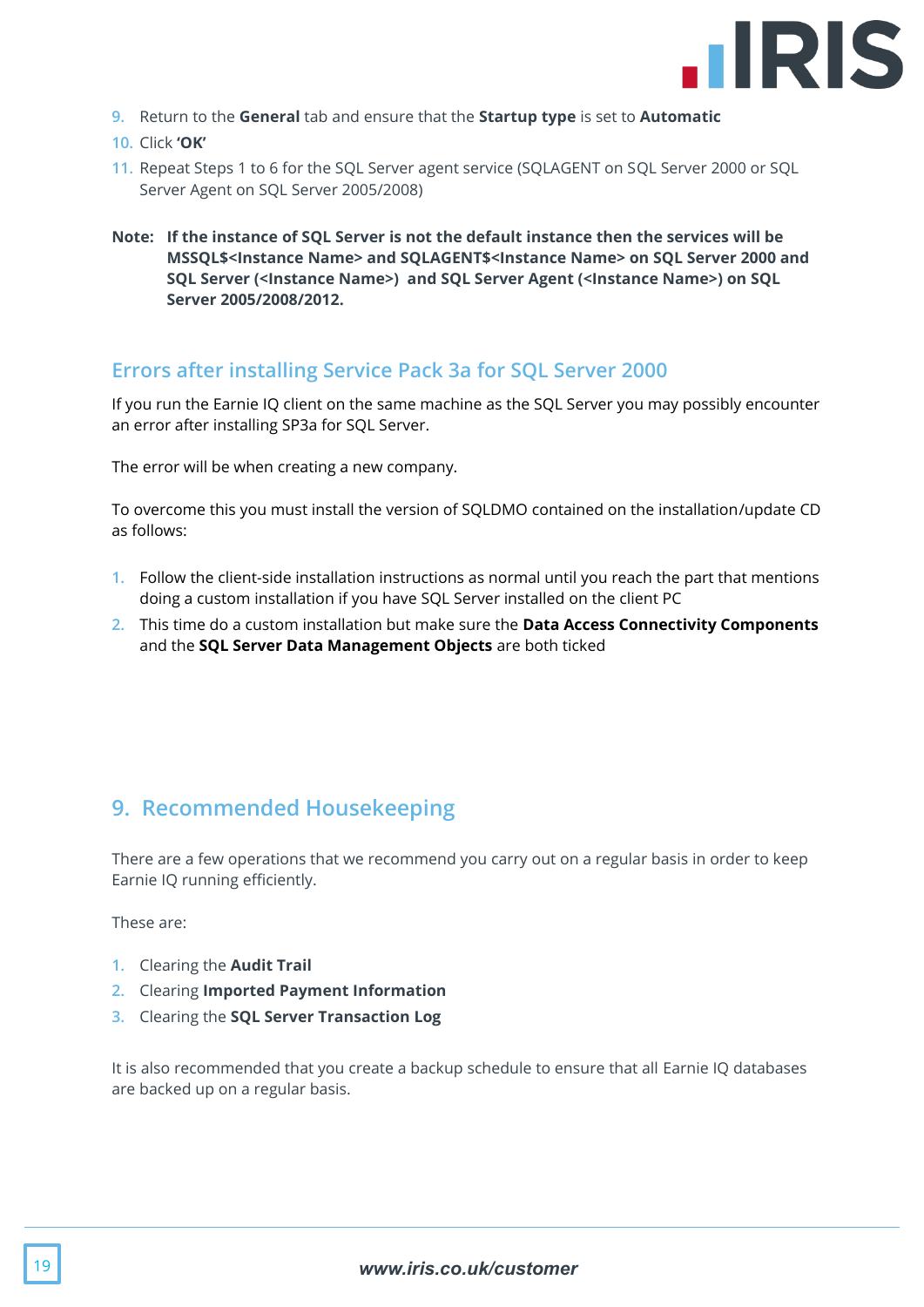9. Return to the **General** tab and ensure that the **Startup type** is set to **Automatic**
10. Click **'OK'**
11. Repeat Steps 1 to 6 for the SQL Server agent service (SQLAGENT on SQL Server 2000 or SQL Server Agent on SQL Server 2005/2008)

**Note: If the instance of SQL Server is not the default instance then the services will be MSSQL$<Instance Name> and SQLAGENT$<Instance Name> on SQL Server 2000 and SQL Server (<Instance Name>) and SQL Server Agent (<Instance Name>) on SQL Server 2005/2008/2012.**

## Errors after installing Service Pack 3a for SQL Server 2000

If you run the Earnie IQ client on the same machine as the SQL Server you may possibly encounter an error after installing SP3a for SQL Server.

The error will be when creating a new company.

To overcome this you must install the version of SQLDMO contained on the installation/update CD as follows:

1. Follow the client-side installation instructions as normal until you reach the part that mentions doing a custom installation if you have SQL Server installed on the client PC
2. This time do a custom installation but make sure the **Data Access Connectivity Components** and the **SQL Server Data Management Objects** are both ticked

# 9. Recommended Housekeeping

There are a few operations that we recommend you carry out on a regular basis in order to keep Earnie IQ running efficiently.

These are:

1. Clearing the **Audit Trail**
2. Clearing **Imported Payment Information**
3. Clearing the **SQL Server Transaction Log**

It is also recommended that you create a backup schedule to ensure that all Earnie IQ databases are backed up on a regular basis.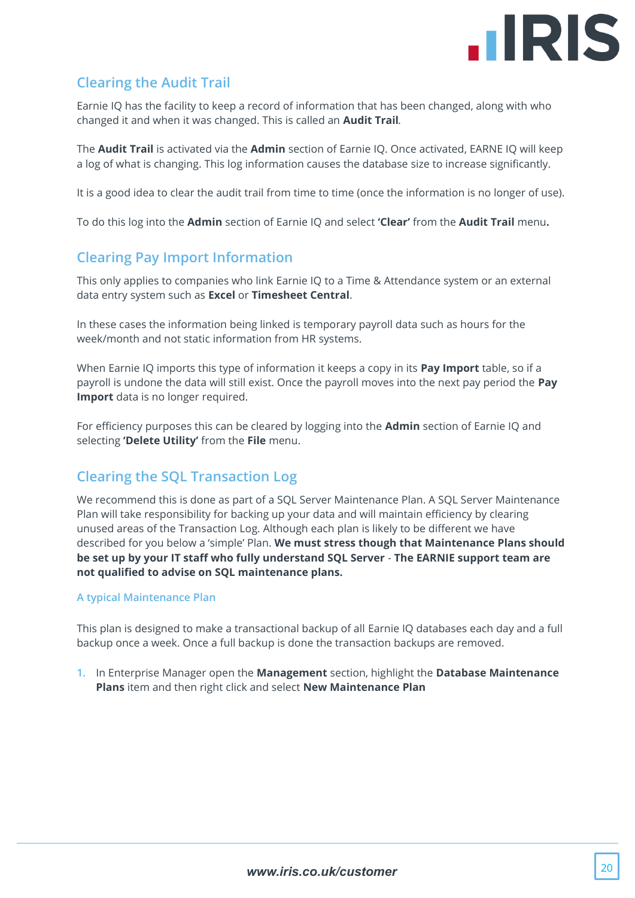## Clearing the Audit Trail

Earnie IQ has the facility to keep a record of information that has been changed, along with who changed it and when it was changed. This is called an **Audit Trail**.

The **Audit Trail** is activated via the **Admin** section of Earnie IQ. Once activated, EARNE IQ will keep a log of what is changing. This log information causes the database size to increase significantly.

It is a good idea to clear the audit trail from time to time (once the information is no longer of use).

To do this log into the **Admin** section of Earnie IQ and select **'Clear'** from the **Audit Trail** menu**.**

## Clearing Pay Import Information

This only applies to companies who link Earnie IQ to a Time & Attendance system or an external data entry system such as **Excel** or **Timesheet Central**.

In these cases the information being linked is temporary payroll data such as hours for the week/month and not static information from HR systems.

When Earnie IQ imports this type of information it keeps a copy in its **Pay Import** table, so if a payroll is undone the data will still exist. Once the payroll moves into the next pay period the **Pay Import** data is no longer required.

For efficiency purposes this can be cleared by logging into the **Admin** section of Earnie IQ and selecting **'Delete Utility'** from the **File** menu.

## Clearing the SQL Transaction Log

We recommend this is done as part of a SQL Server Maintenance Plan. A SQL Server Maintenance Plan will take responsibility for backing up your data and will maintain efficiency by clearing unused areas of the Transaction Log. Although each plan is likely to be different we have described for you below a 'simple' Plan. **We must stress though that Maintenance Plans should be set up by your IT staff who fully understand SQL Server** - **The EARNIE support team are not qualified to advise on SQL maintenance plans.**

### A typical Maintenance Plan

This plan is designed to make a transactional backup of all Earnie IQ databases each day and a full backup once a week. Once a full backup is done the transaction backups are removed.

1. In Enterprise Manager open the **Management** section, highlight the **Database Maintenance Plans** item and then right click and select **New Maintenance Plan**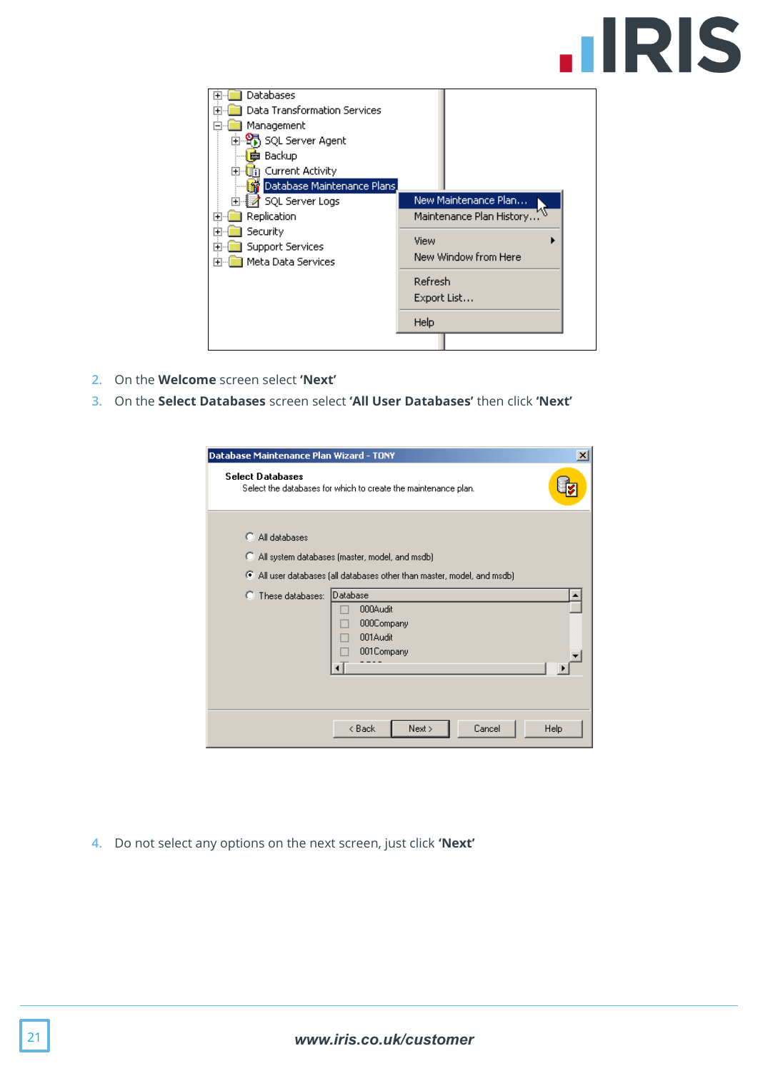2. On the **Welcome** screen select **'Next'**
3. On the **Select Databases** screen select **'All User Databases'** then click **'Next'**

4. Do not select any options on the next screen, just click **'Next'**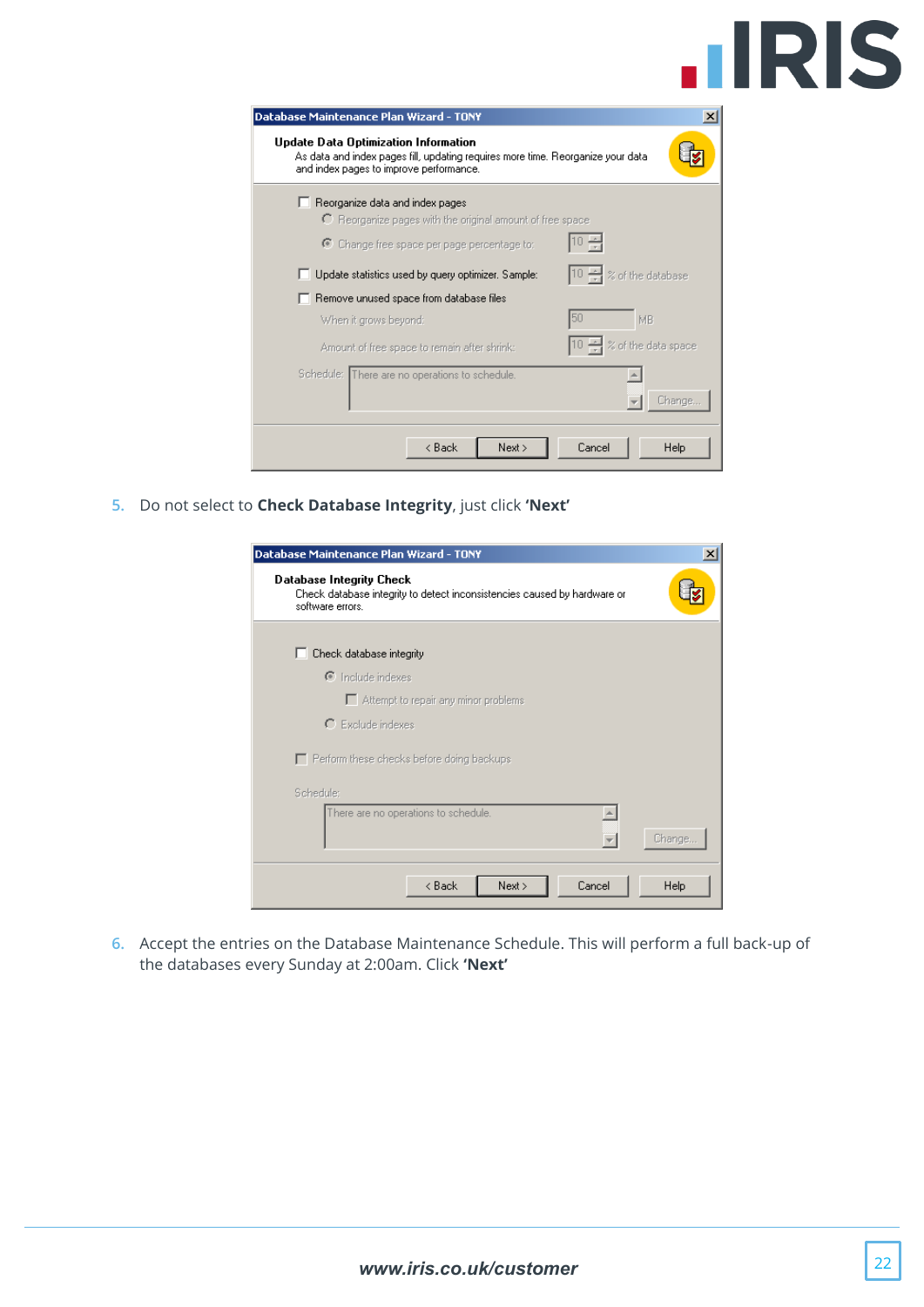5. Do not select to **Check Database Integrity**, just click **'Next'**

6. Accept the entries on the Database Maintenance Schedule. This will perform a full back-up of the databases every Sunday at 2:00am. Click **'Next'**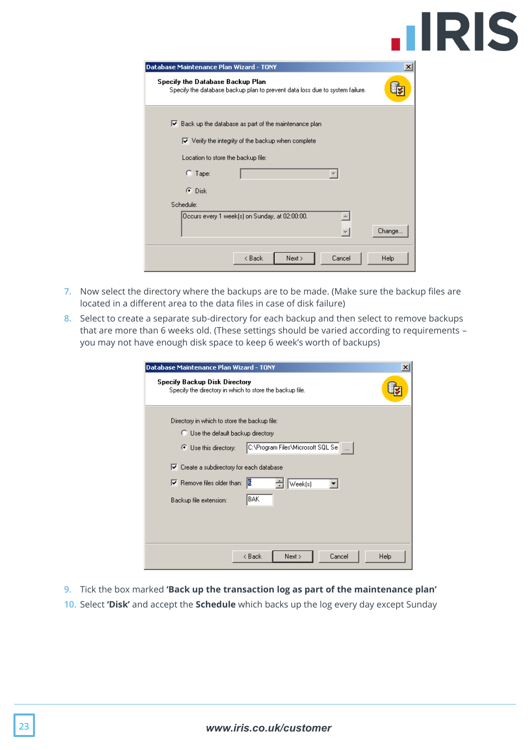7. Now select the directory where the backups are to be made. (Make sure the backup files are located in a different area to the data files in case of disk failure)
8. Select to create a separate sub-directory for each backup and then select to remove backups that are more than 6 weeks old. (These settings should be varied according to requirements – you may not have enough disk space to keep 6 week's worth of backups)
9. Tick the box marked **'Back up the transaction log as part of the maintenance plan'**
10. Select **'Disk'** and accept the **Schedule** which backs up the log every day except Sunday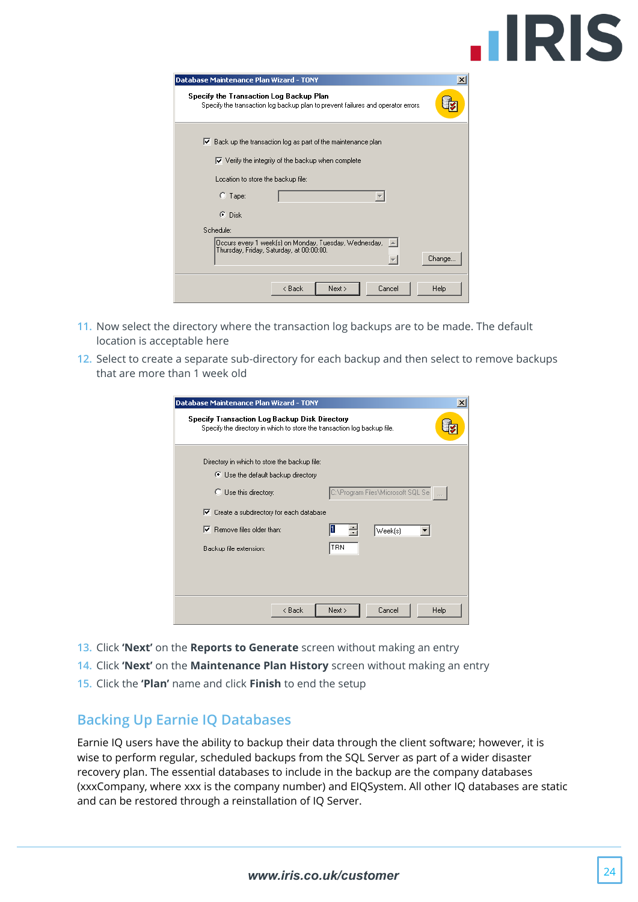11. Now select the directory where the transaction log backups are to be made. The default location is acceptable here
12. Select to create a separate sub-directory for each backup and then select to remove backups that are more than 1 week old

13. Click **'Next'** on the **Reports to Generate** screen without making an entry
14. Click **'Next'** on the **Maintenance Plan History** screen without making an entry
15. Click the **'Plan'** name and click **Finish** to end the setup

## Backing Up Earnie IQ Databases

Earnie IQ users have the ability to backup their data through the client software; however, it is wise to perform regular, scheduled backups from the SQL Server as part of a wider disaster recovery plan. The essential databases to include in the backup are the company databases (xxxCompany, where xxx is the company number) and EIQSystem. All other IQ databases are static and can be restored through a reinstallation of IQ Server.